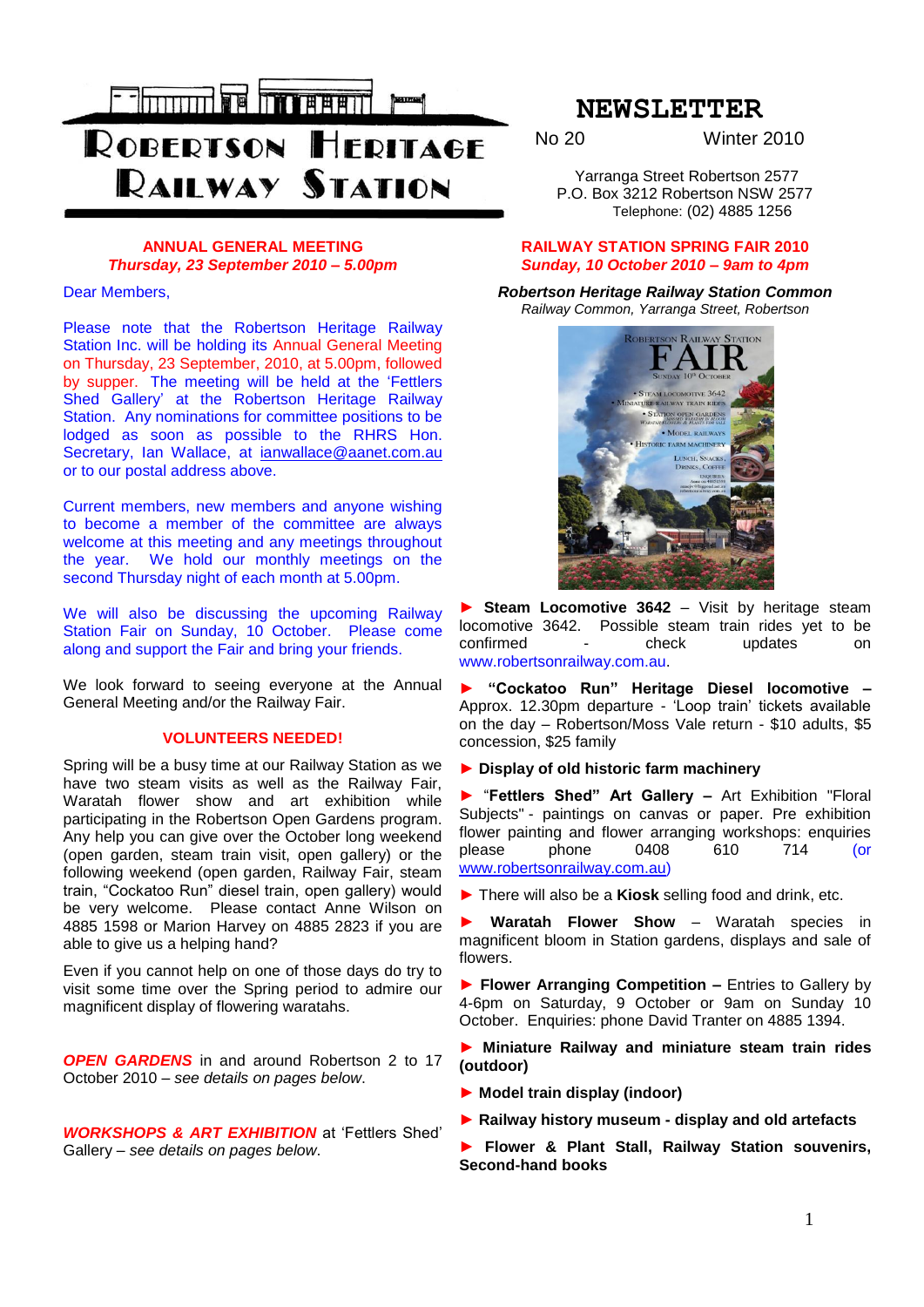# ROBERTSON HERITAGE RAILWAY STATION

# NEWSLETTER

No 20 Winter 2010

Yarranga Street Robertson 2577
P.O. Box 3212 Robertson NSW 2577
Telephone: (02) 4885 1256

## ANNUAL GENERAL MEETING

***Thursday, 23 September 2010 – 5.00pm***

Dear Members,

Please note that the Robertson Heritage Railway Station Inc. will be holding its Annual General Meeting on Thursday, 23 September, 2010, at 5.00pm, followed by supper. The meeting will be held at the 'Fetlers Shed Gallery' at the Robertson Heritage Railway Station. Any nominations for committee positions to be lodged as soon as possible to the RHRS Hon. Secretary, Ian Wallace, at ianwallace@aanet.com.au or to our postal address above.

Current members, new members and anyone wishing to become a member of the committee are always welcome at this meeting and any meetings throughout the year. We hold our monthly meetings on the second Thursday night of each month at 5.00pm.

We will also be discussing the upcoming Railway Station Fair on Sunday, 10 October. Please come along and support the Fair and bring your friends.

We look forward to seeing everyone at the Annual General Meeting and/or the Railway Fair.

## VOLUNTEERS NEEDED!

Spring will be a busy time at our Railway Station as we have two steam visits as well as the Railway Fair, Waratah flower show and art exhibition while participating in the Robertson Open Gardens program. Any help you can give over the October long weekend (open garden, steam train visit, open gallery) or the following weekend (open garden, Railway Fair, steam train, "Cockatoo Run" diesel train, open gallery) would be very welcome. Please contact Anne Wilson on 4885 1598 or Marion Harvey on 4885 2823 if you are able to give us a helping hand?

Even if you cannot help on one of those days do try to visit some time over the Spring period to admire our magnificent display of flowering waratahs.

***OPEN GARDENS*** in and around Robertson 2 to 17 October 2010 – *see details on pages below.*

***WORKSHOPS & ART EXHIBITION*** at 'Fettlers Shed' Gallery – *see details on pages below.*

## RAILWAY STATION SPRING FAIR 2010

***Sunday, 10 October 2010 – 9am to 4pm***

***Robertson Heritage Railway Station Common***
*Railway Common, Yarranga Street, Robertson*

- **Steam Locomotive 3642** – Visit by heritage steam locomotive 3642. Possible steam train rides yet to be confirmed - check updates on www.robertsonrailway.com.au.
- **"Cockatoo Run" Heritage Diesel locomotive –** Approx. 12.30pm departure - 'Loop train' tickets available on the day – Robertson/Moss Vale return - $10 adults, $5 concession, $25 family
- **Display of old historic farm machinery**
- "**Fettlers Shed" Art Gallery –** Art Exhibition "Floral Subjects" - paintings on canvas or paper. Pre exhibition flower painting and flower arranging workshops: enquiries please phone 0408 610 714 (or www.robertsonrailway.com.au)
- There will also be a **Kiosk** selling food and drink, etc.
- **Waratah Flower Show** – Waratah species in magnificent bloom in Station gardens, displays and sale of flowers.
- **Flower Arranging Competition –** Entries to Gallery by 4-6pm on Saturday, 9 October or 9am on Sunday 10 October. Enquiries: phone David Tranter on 4885 1394.
- **Miniature Railway and miniature steam train rides (outdoor)**
- **Model train display (indoor)**
- **Railway history museum - display and old artefacts**
- **Flower & Plant Stall, Railway Station souvenirs, Second-hand books**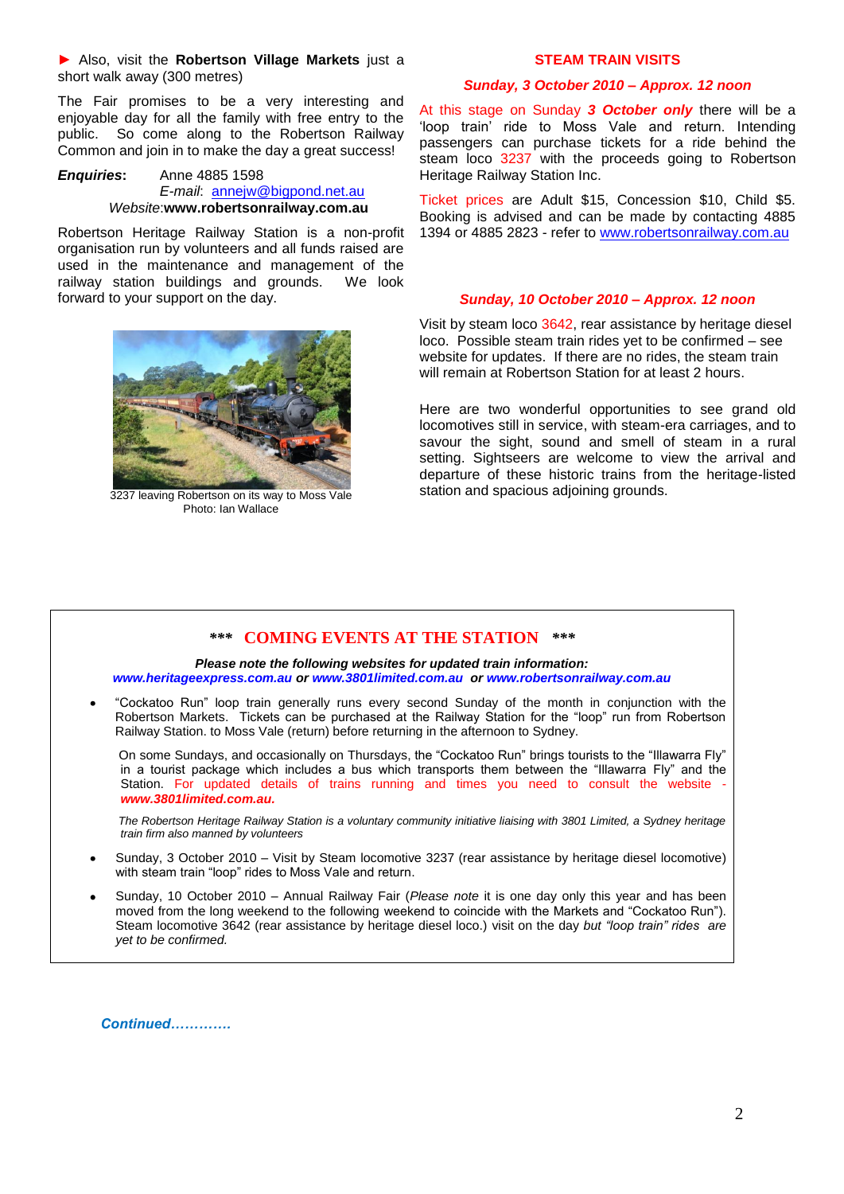► Also, visit the **Robertson Village Markets** just a short walk away (300 metres)

The Fair promises to be a very interesting and enjoyable day for all the family with free entry to the public. So come along to the Robertson Railway Common and join in to make the day a great success!

***Enquiries*:** Anne 4885 1598
*E-mail*: annejw@bigpond.net.au
*Website*: **www.robertsonrailway.com.au**

Robertson Heritage Railway Station is a non-profit organisation run by volunteers and all funds raised are used in the maintenance and management of the railway station buildings and grounds. We look forward to your support on the day.

3237 leaving Robertson on its way to Moss Vale
Photo: Ian Wallace

## STEAM TRAIN VISITS

***Sunday, 3 October 2010 – Approx. 12 noon***

At this stage on Sunday ***3 October only*** there will be a 'loop train' ride to Moss Vale and return. Intending passengers can purchase tickets for a ride behind the steam loco 3237 with the proceeds going to Robertson Heritage Railway Station Inc.

Ticket prices are Adult $15, Concession $10, Child $5. Booking is advised and can be made by contacting 4885 1394 or 4885 2823 - refer to www.robertsonrailway.com.au

***Sunday, 10 October 2010 – Approx. 12 noon***

Visit by steam loco 3642, rear assistance by heritage diesel loco. Possible steam train rides yet to be confirmed – see website for updates. If there are no rides, the steam train will remain at Robertson Station for at least 2 hours.

Here are two wonderful opportunities to see grand old locomotives still in service, with steam-era carriages, and to savour the sight, sound and smell of steam in a rural setting. Sightseers are welcome to view the arrival and departure of these historic trains from the heritage-listed station and spacious adjoining grounds.

## *** COMING EVENTS AT THE STATION ***

***Please note the following websites for updated train information:***
***www.heritageexpress.com.au or www.3801limited.com.au or www.robertsonrailway.com.au***

- "Cockatoo Run" loop train generally runs every second Sunday of the month in conjunction with the Robertson Markets. Tickets can be purchased at the Railway Station for the "loop" run from Robertson Railway Station. to Moss Vale (return) before returning in the afternoon to Sydney.

  On some Sundays, and occasionally on Thursdays, the "Cockatoo Run" brings tourists to the "Illawarra Fly" in a tourist package which includes a bus which transports them between the "Illawarra Fly" and the Station. For updated details of trains running and times you need to consult the website - ***www.3801limited.com.au.***

  *The Robertson Heritage Railway Station is a voluntary community initiative liaising with 3801 Limited, a Sydney heritage train firm also manned by volunteers*

- Sunday, 3 October 2010 – Visit by Steam locomotive 3237 (rear assistance by heritage diesel locomotive) with steam train "loop" rides to Moss Vale and return.

- Sunday, 10 October 2010 – Annual Railway Fair (*Please note* it is one day only this year and has been moved from the long weekend to the following weekend to coincide with the Markets and "Cockatoo Run"). Steam locomotive 3642 (rear assistance by heritage diesel loco.) visit on the day *but "loop train" rides are yet to be confirmed.*

***Continued…………***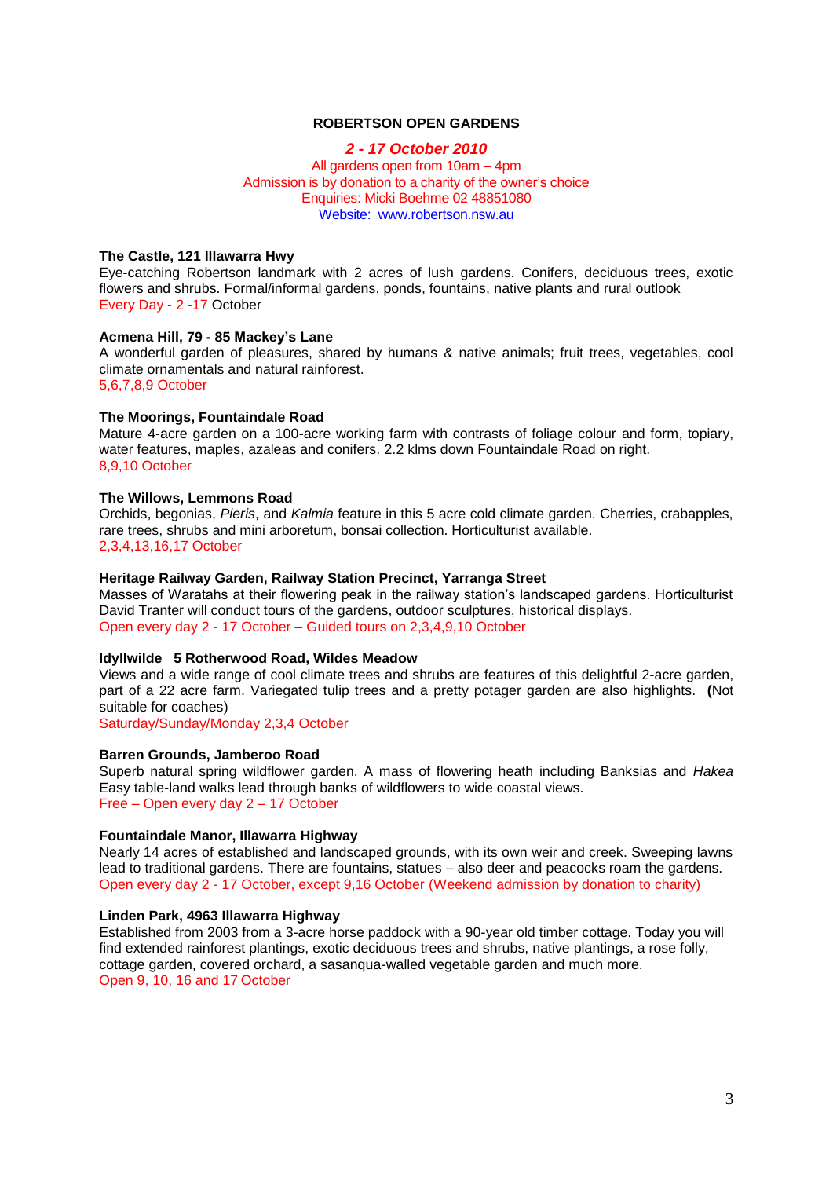**ROBERTSON OPEN GARDENS**

***2 - 17 October 2010***

All gardens open from 10am – 4pm
Admission is by donation to a charity of the owner's choice
Enquiries: Micki Boehme 02 48851080
Website: www.robertson.nsw.au

**The Castle, 121 Illawarra Hwy**
Eye-catching Robertson landmark with 2 acres of lush gardens. Conifers, deciduous trees, exotic flowers and shrubs. Formal/informal gardens, ponds, fountains, native plants and rural outlook
Every Day - 2 -17 October

**Acmena Hill, 79 - 85 Mackey's Lane**
A wonderful garden of pleasures, shared by humans & native animals; fruit trees, vegetables, cool climate ornamentals and natural rainforest.
5,6,7,8,9 October

**The Moorings, Fountaindale Road**
Mature 4-acre garden on a 100-acre working farm with contrasts of foliage colour and form, topiary, water features, maples, azaleas and conifers. 2.2 klms down Fountaindale Road on right.
8,9,10 October

**The Willows, Lemmons Road**
Orchids, begonias, *Pieris*, and *Kalmia* feature in this 5 acre cold climate garden. Cherries, crabapples, rare trees, shrubs and mini arboretum, bonsai collection. Horticulturist available.
2,3,4,13,16,17 October

**Heritage Railway Garden, Railway Station Precinct, Yarranga Street**
Masses of Waratahs at their flowering peak in the railway station's landscaped gardens. Horticulturist David Tranter will conduct tours of the gardens, outdoor sculptures, historical displays.
Open every day 2 - 17 October – Guided tours on 2,3,4,9,10 October

**Idyllwilde 5 Rotherwood Road, Wildes Meadow**
Views and a wide range of cool climate trees and shrubs are features of this delightful 2-acre garden, part of a 22 acre farm. Variegated tulip trees and a pretty potager garden are also highlights. **(**Not suitable for coaches)
Saturday/Sunday/Monday 2,3,4 October

**Barren Grounds, Jamberoo Road**
Superb natural spring wildflower garden. A mass of flowering heath including Banksias and *Hakea* Easy table-land walks lead through banks of wildflowers to wide coastal views.
Free – Open every day 2 – 17 October

**Fountaindale Manor, Illawarra Highway**
Nearly 14 acres of established and landscaped grounds, with its own weir and creek. Sweeping lawns lead to traditional gardens. There are fountains, statues – also deer and peacocks roam the gardens.
Open every day 2 - 17 October, except 9,16 October (Weekend admission by donation to charity)

**Linden Park, 4963 Illawarra Highway**
Established from 2003 from a 3-acre horse paddock with a 90-year old timber cottage. Today you will find extended rainforest plantings, exotic deciduous trees and shrubs, native plantings, a rose folly, cottage garden, covered orchard, a sasanqua-walled vegetable garden and much more.
Open 9, 10, 16 and 17 October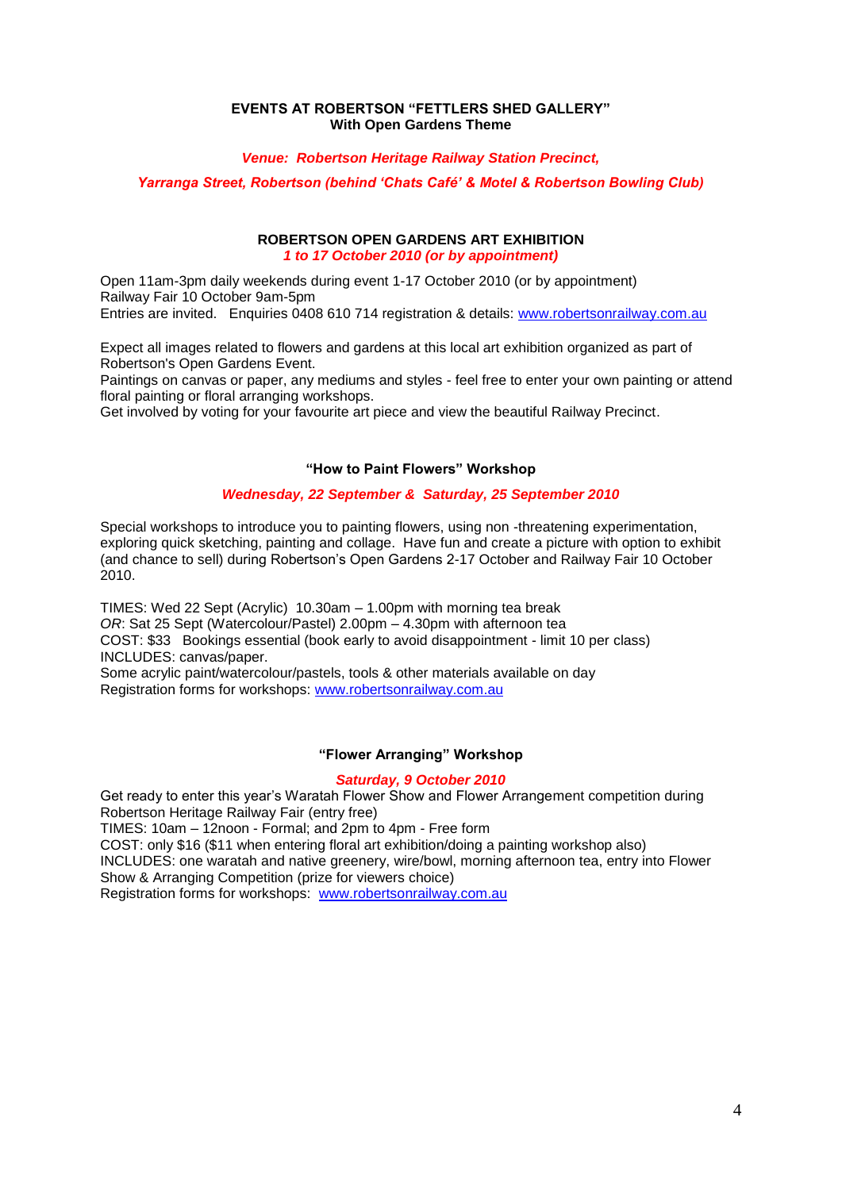## EVENTS AT ROBERTSON "FETTLERS SHED GALLERY"
**With Open Gardens Theme**

***Venue: Robertson Heritage Railway Station Precinct,***

***Yarranga Street, Robertson (behind 'Chats Café' & Motel & Robertson Bowling Club)***

### ROBERTSON OPEN GARDENS ART EXHIBITION
***1 to 17 October 2010 (or by appointment)***

Open 11am-3pm daily weekends during event 1-17 October 2010 (or by appointment)
Railway Fair 10 October 9am-5pm
Entries are invited. Enquiries 0408 610 714 registration & details: [www.robertsonrailway.com.au](http://www.robertsonrailway.com.au)

Expect all images related to flowers and gardens at this local art exhibition organized as part of Robertson's Open Gardens Event.
Paintings on canvas or paper, any mediums and styles - feel free to enter your own painting or attend floral painting or floral arranging workshops.
Get involved by voting for your favourite art piece and view the beautiful Railway Precinct.

### "How to Paint Flowers" Workshop

***Wednesday, 22 September & Saturday, 25 September 2010***

Special workshops to introduce you to painting flowers, using non -threatening experimentation, exploring quick sketching, painting and collage. Have fun and create a picture with option to exhibit (and chance to sell) during Robertson's Open Gardens 2-17 October and Railway Fair 10 October 2010.

TIMES: Wed 22 Sept (Acrylic) 10.30am – 1.00pm with morning tea break
*OR*: Sat 25 Sept (Watercolour/Pastel) 2.00pm – 4.30pm with afternoon tea
COST: $33 Bookings essential (book early to avoid disappointment - limit 10 per class)
INCLUDES: canvas/paper.
Some acrylic paint/watercolour/pastels, tools & other materials available on day
Registration forms for workshops: [www.robertsonrailway.com.au](http://www.robertsonrailway.com.au)

### "Flower Arranging" Workshop

***Saturday, 9 October 2010***

Get ready to enter this year's Waratah Flower Show and Flower Arrangement competition during Robertson Heritage Railway Fair (entry free)
TIMES: 10am – 12noon - Formal; and 2pm to 4pm - Free form
COST: only $16 ($11 when entering floral art exhibition/doing a painting workshop also)
INCLUDES: one waratah and native greenery, wire/bowl, morning afternoon tea, entry into Flower Show & Arranging Competition (prize for viewers choice)
Registration forms for workshops: [www.robertsonrailway.com.au](http://www.robertsonrailway.com.au)